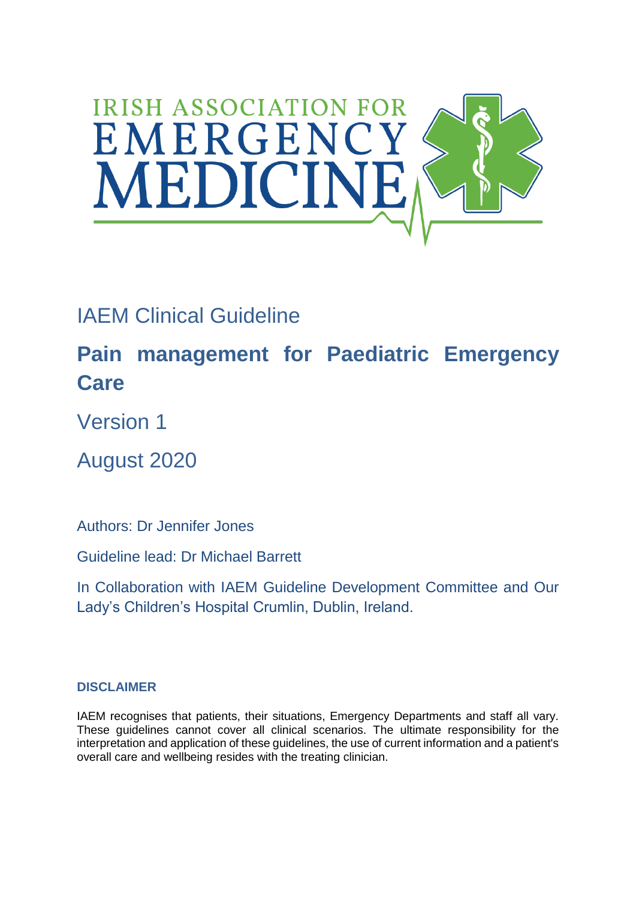IRISH ASSOCIATION FOR EMERGENCY MEDICINE

IAEM Clinical Guideline

# Pain management for Paediatric Emergency Care

Version 1

August 2020

Authors: Dr Jennifer Jones

Guideline lead: Dr Michael Barrett

In Collaboration with IAEM Guideline Development Committee and Our Lady's Children's Hospital Crumlin, Dublin, Ireland.

**DISCLAIMER**

IAEM recognises that patients, their situations, Emergency Departments and staff all vary. These guidelines cannot cover all clinical scenarios. The ultimate responsibility for the interpretation and application of these guidelines, the use of current information and a patient's overall care and wellbeing resides with the treating clinician.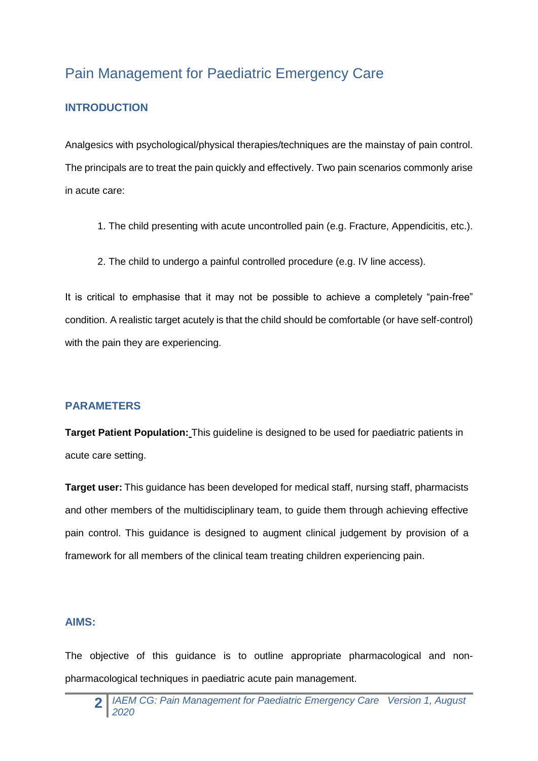# Pain Management for Paediatric Emergency Care

## INTRODUCTION

Analgesics with psychological/physical therapies/techniques are the mainstay of pain control. The principals are to treat the pain quickly and effectively. Two pain scenarios commonly arise in acute care:

1. The child presenting with acute uncontrolled pain (e.g. Fracture, Appendicitis, etc.).
2. The child to undergo a painful controlled procedure (e.g. IV line access).

It is critical to emphasise that it may not be possible to achieve a completely "pain-free" condition. A realistic target acutely is that the child should be comfortable (or have self-control) with the pain they are experiencing.

## PARAMETERS

**Target Patient Population:** This guideline is designed to be used for paediatric patients in acute care setting.

**Target user:** This guidance has been developed for medical staff, nursing staff, pharmacists and other members of the multidisciplinary team, to guide them through achieving effective pain control. This guidance is designed to augment clinical judgement by provision of a framework for all members of the clinical team treating children experiencing pain.

## AIMS:

The objective of this guidance is to outline appropriate pharmacological and non-pharmacological techniques in paediatric acute pain management.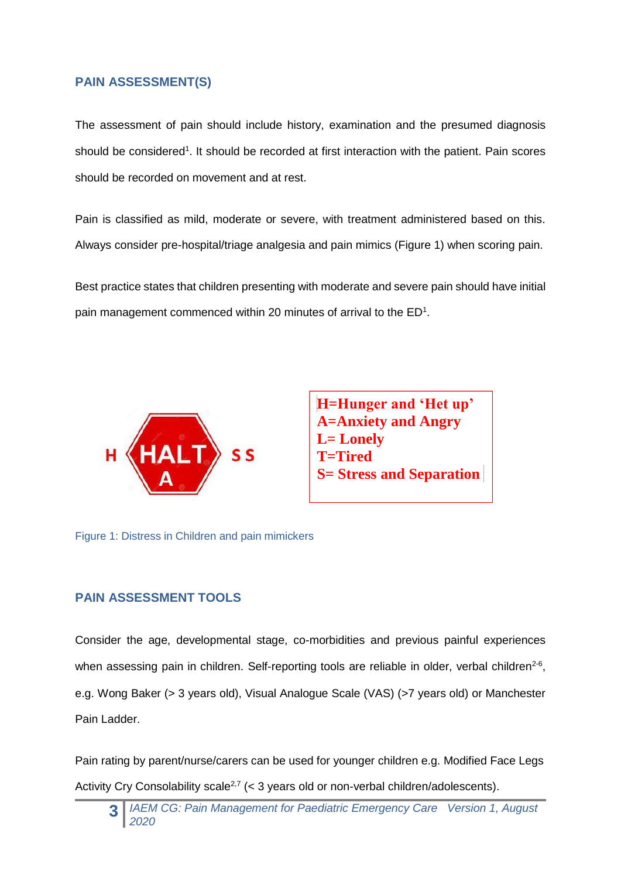## PAIN ASSESSMENT(S)

The assessment of pain should include history, examination and the presumed diagnosis should be considered[1]. It should be recorded at first interaction with the patient. Pain scores should be recorded on movement and at rest.

Pain is classified as mild, moderate or severe, with treatment administered based on this. Always consider pre-hospital/triage analgesia and pain mimics (Figure 1) when scoring pain.

Best practice states that children presenting with moderate and severe pain should have initial pain management commenced within 20 minutes of arrival to the ED[1].

H HALT A S S

**H=Hunger and 'Het up'**
**A=Anxiety and Angry**
**L= Lonely**
**T=Tired**
**S= Stress and Separation**

Figure 1: Distress in Children and pain mimickers

## PAIN ASSESSMENT TOOLS

Consider the age, developmental stage, co-morbidities and previous painful experiences when assessing pain in children. Self-reporting tools are reliable in older, verbal children[2-6], e.g. Wong Baker (> 3 years old), Visual Analogue Scale (VAS) (>7 years old) or Manchester Pain Ladder.

Pain rating by parent/nurse/carers can be used for younger children e.g. Modified Face Legs Activity Cry Consolability scale[2,7] (< 3 years old or non-verbal children/adolescents).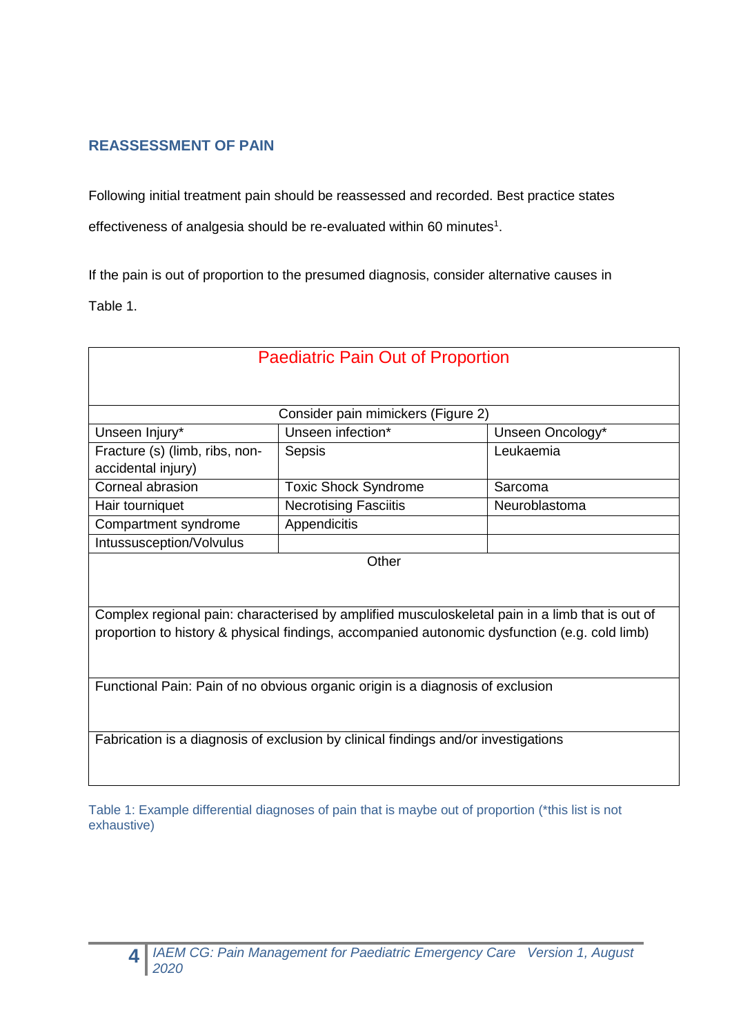## REASSESSMENT OF PAIN

Following initial treatment pain should be reassessed and recorded. Best practice states effectiveness of analgesia should be re-evaluated within 60 minutes[1].

If the pain is out of proportion to the presumed diagnosis, consider alternative causes in Table 1.

| Paediatric Pain Out of Proportion | | |
|---|---|---|
| Consider pain mimickers (Figure 2) | | |
| Unseen Injury* | Unseen infection* | Unseen Oncology* |
| Fracture (s) (limb, ribs, non-accidental injury) | Sepsis | Leukaemia |
| Corneal abrasion | Toxic Shock Syndrome | Sarcoma |
| Hair tourniquet | Necrotising Fasciitis | Neuroblastoma |
| Compartment syndrome | Appendicitis | |
| Intussusception/Volvulus | | |
| Other | | |
| Complex regional pain: characterised by amplified musculoskeletal pain in a limb that is out of proportion to history & physical findings, accompanied autonomic dysfunction (e.g. cold limb) | | |
| Functional Pain: Pain of no obvious organic origin is a diagnosis of exclusion | | |
| Fabrication is a diagnosis of exclusion by clinical findings and/or investigations | | |

Table 1: Example differential diagnoses of pain that is maybe out of proportion (*this list is not exhaustive)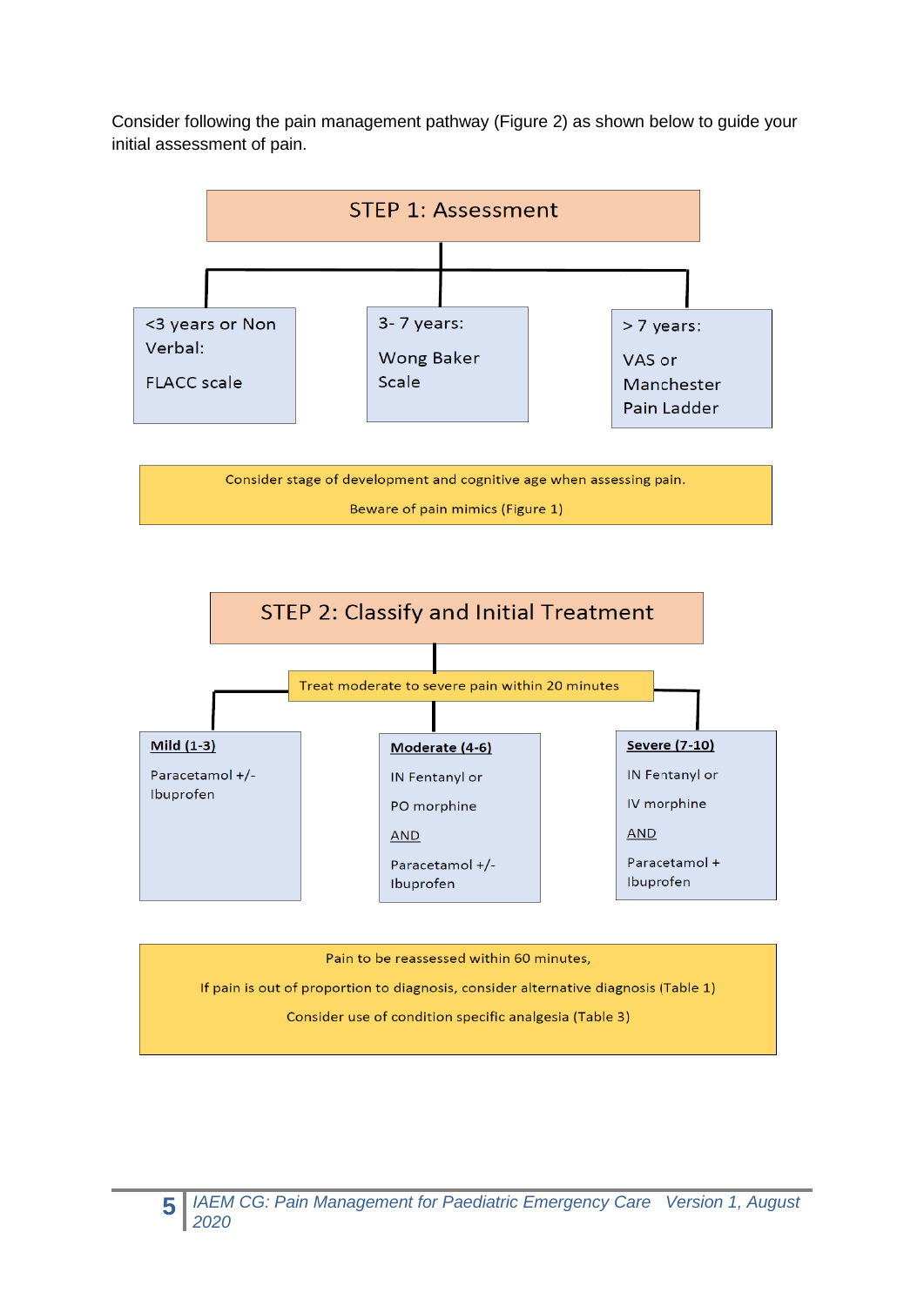Consider following the pain management pathway (Figure 2) as shown below to guide your initial assessment of pain.

## STEP 1: Assessment

| <3 years or Non Verbal: | 3- 7 years: | > 7 years: |
|---|---|---|
| FLACC scale | Wong Baker Scale | VAS or Manchester Pain Ladder |

Consider stage of development and cognitive age when assessing pain.

Beware of pain mimics (Figure 1)

## STEP 2: Classify and Initial Treatment

Treat moderate to severe pain within 20 minutes

| **Mild (1-3)** | **Moderate (4-6)** | **Severe (7-10)** |
|---|---|---|
| Paracetamol +/- Ibuprofen | IN Fentanyl or PO morphine AND Paracetamol +/- Ibuprofen | IN Fentanyl or IV morphine AND Paracetamol + Ibuprofen |

Pain to be reassessed within 60 minutes,

If pain is out of proportion to diagnosis, consider alternative diagnosis (Table 1)

Consider use of condition specific analgesia (Table 3)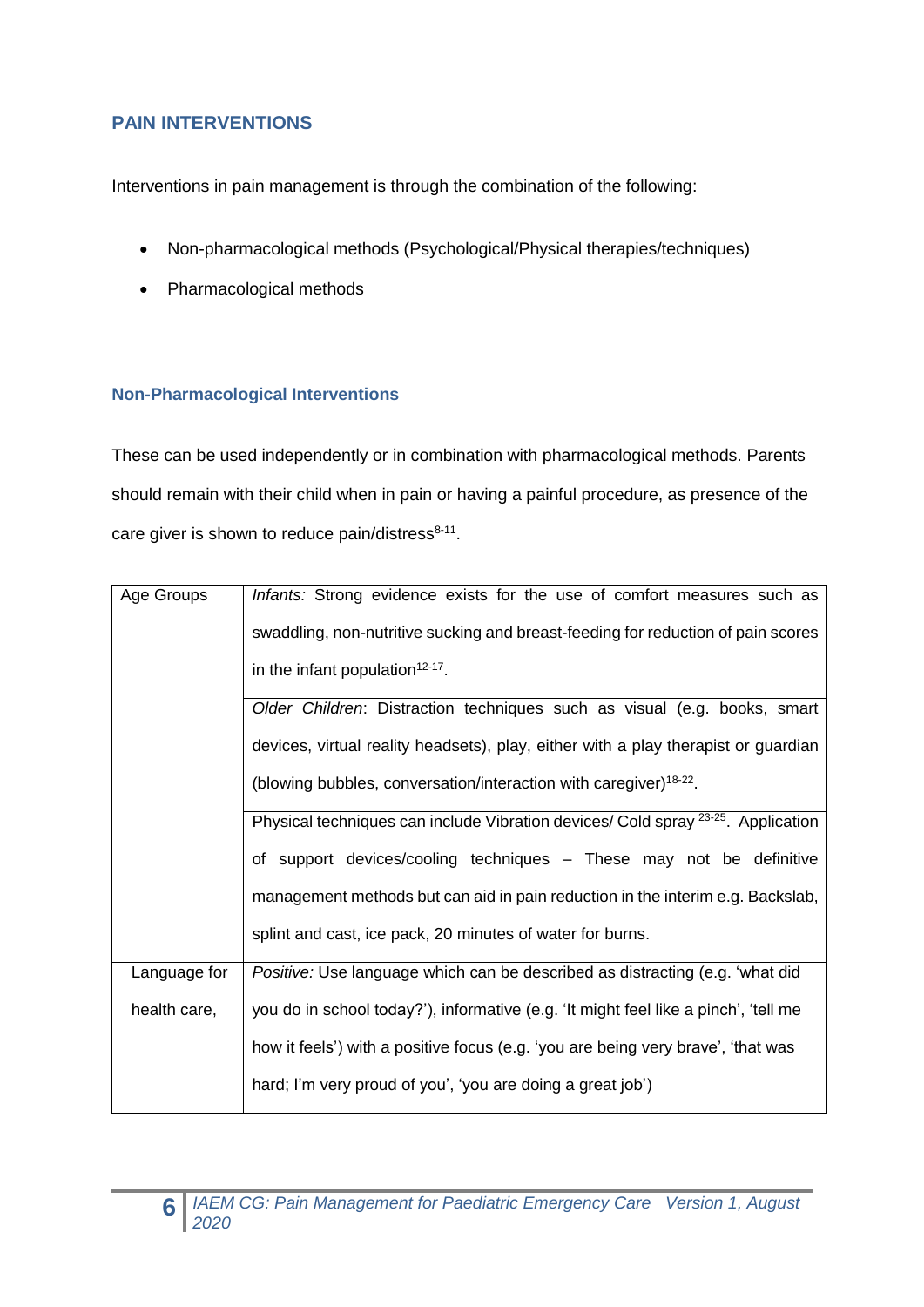## PAIN INTERVENTIONS

Interventions in pain management is through the combination of the following:

- Non-pharmacological methods (Psychological/Physical therapies/techniques)
- Pharmacological methods

### Non-Pharmacological Interventions

These can be used independently or in combination with pharmacological methods. Parents should remain with their child when in pain or having a painful procedure, as presence of the care giver is shown to reduce pain/distress[8-11].

| | |
|---|---|
| Age Groups | *Infants:* Strong evidence exists for the use of comfort measures such as swaddling, non-nutritive sucking and breast-feeding for reduction of pain scores in the infant population[12-17]. |
| | *Older Children*: Distraction techniques such as visual (e.g. books, smart devices, virtual reality headsets), play, either with a play therapist or guardian (blowing bubbles, conversation/interaction with caregiver)[18-22]. |
| | Physical techniques can include Vibration devices/ Cold spray [23-25]. Application of support devices/cooling techniques – These may not be definitive management methods but can aid in pain reduction in the interim e.g. Backslab, splint and cast, ice pack, 20 minutes of water for burns. |
| Language for health care, | *Positive:* Use language which can be described as distracting (e.g. 'what did you do in school today?'), informative (e.g. 'It might feel like a pinch', 'tell me how it feels') with a positive focus (e.g. 'you are being very brave', 'that was hard; I'm very proud of you', 'you are doing a great job') |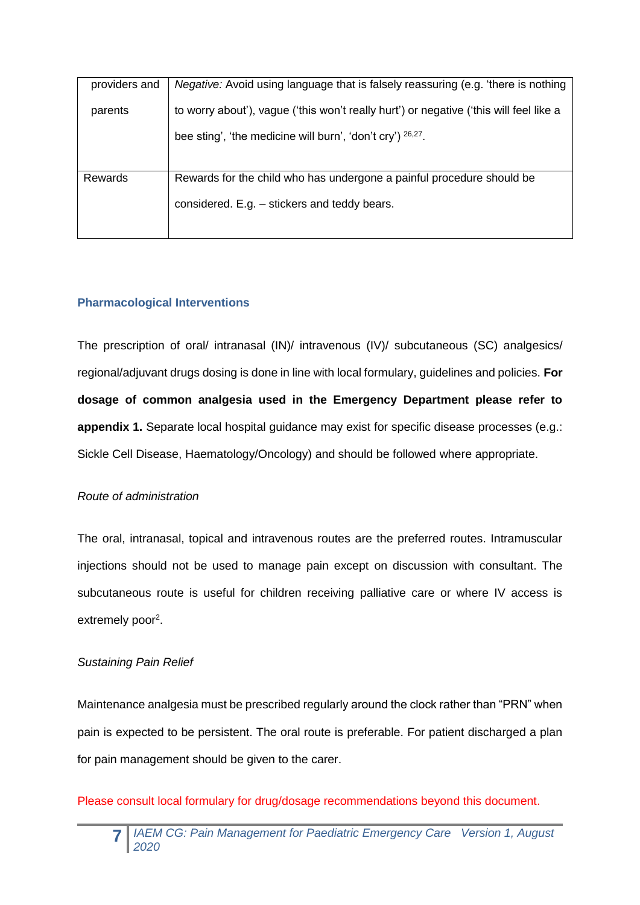| | |
|---|---|
| providers and parents | *Negative:* Avoid using language that is falsely reassuring (e.g. 'there is nothing to worry about'), vague ('this won't really hurt') or negative ('this will feel like a bee sting', 'the medicine will burn', 'don't cry') [26,27]. |
| Rewards | Rewards for the child who has undergone a painful procedure should be considered. E.g. – stickers and teddy bears. |

## Pharmacological Interventions

The prescription of oral/ intranasal (IN)/ intravenous (IV)/ subcutaneous (SC) analgesics/ regional/adjuvant drugs dosing is done in line with local formulary, guidelines and policies. **For dosage of common analgesia used in the Emergency Department please refer to appendix 1.** Separate local hospital guidance may exist for specific disease processes (e.g.: Sickle Cell Disease, Haematology/Oncology) and should be followed where appropriate.

*Route of administration*

The oral, intranasal, topical and intravenous routes are the preferred routes. Intramuscular injections should not be used to manage pain except on discussion with consultant. The subcutaneous route is useful for children receiving palliative care or where IV access is extremely poor[2].

*Sustaining Pain Relief*

Maintenance analgesia must be prescribed regularly around the clock rather than "PRN" when pain is expected to be persistent. The oral route is preferable. For patient discharged a plan for pain management should be given to the carer.

Please consult local formulary for drug/dosage recommendations beyond this document.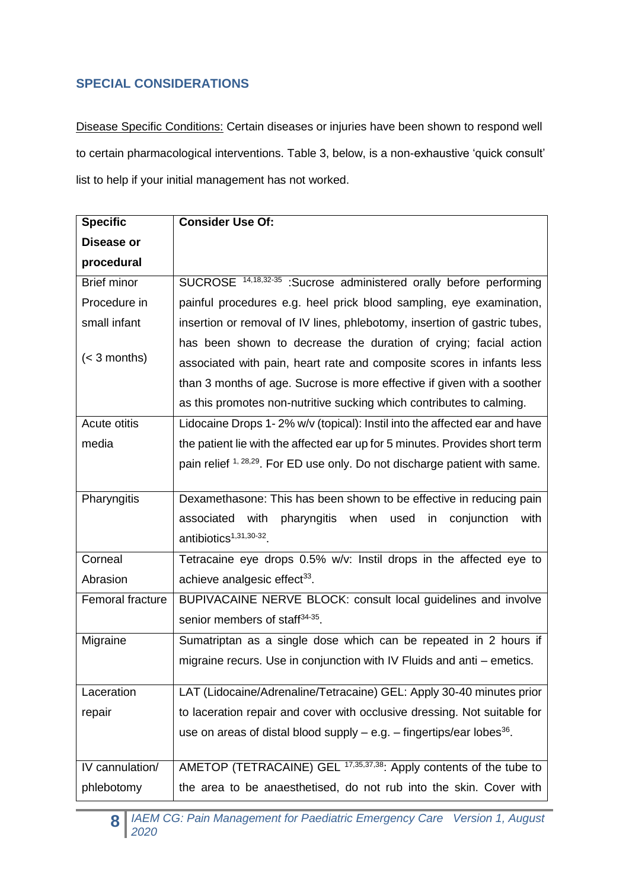## SPECIAL CONSIDERATIONS

Disease Specific Conditions: Certain diseases or injuries have been shown to respond well to certain pharmacological interventions. Table 3, below, is a non-exhaustive 'quick consult' list to help if your initial management has not worked.

| Specific Disease or procedural | Consider Use Of: |
|---|---|
| Brief minor Procedure in small infant (< 3 months) | SUCROSE [14,18,32-35] :Sucrose administered orally before performing painful procedures e.g. heel prick blood sampling, eye examination, insertion or removal of IV lines, phlebotomy, insertion of gastric tubes, has been shown to decrease the duration of crying; facial action associated with pain, heart rate and composite scores in infants less than 3 months of age. Sucrose is more effective if given with a soother as this promotes non-nutritive sucking which contributes to calming. |
| Acute otitis media | Lidocaine Drops 1- 2% w/v (topical): Instil into the affected ear and have the patient lie with the affected ear up for 5 minutes. Provides short term pain relief [1, 28,29]. For ED use only. Do not discharge patient with same. |
| Pharyngitis | Dexamethasone: This has been shown to be effective in reducing pain associated with pharyngitis when used in conjunction with antibiotics[1,31,30-32]. |
| Corneal Abrasion | Tetracaine eye drops 0.5% w/v: Instil drops in the affected eye to achieve analgesic effect[33]. |
| Femoral fracture | BUPIVACAINE NERVE BLOCK: consult local guidelines and involve senior members of staff[34-35]. |
| Migraine | Sumatriptan as a single dose which can be repeated in 2 hours if migraine recurs. Use in conjunction with IV Fluids and anti – emetics. |
| Laceration repair | LAT (Lidocaine/Adrenaline/Tetracaine) GEL: Apply 30-40 minutes prior to laceration repair and cover with occlusive dressing. Not suitable for use on areas of distal blood supply – e.g. – fingertips/ear lobes[36]. |
| IV cannulation/ phlebotomy | AMETOP (TETRACAINE) GEL [17,35,37,38]: Apply contents of the tube to the area to be anaesthetised, do not rub into the skin. Cover with |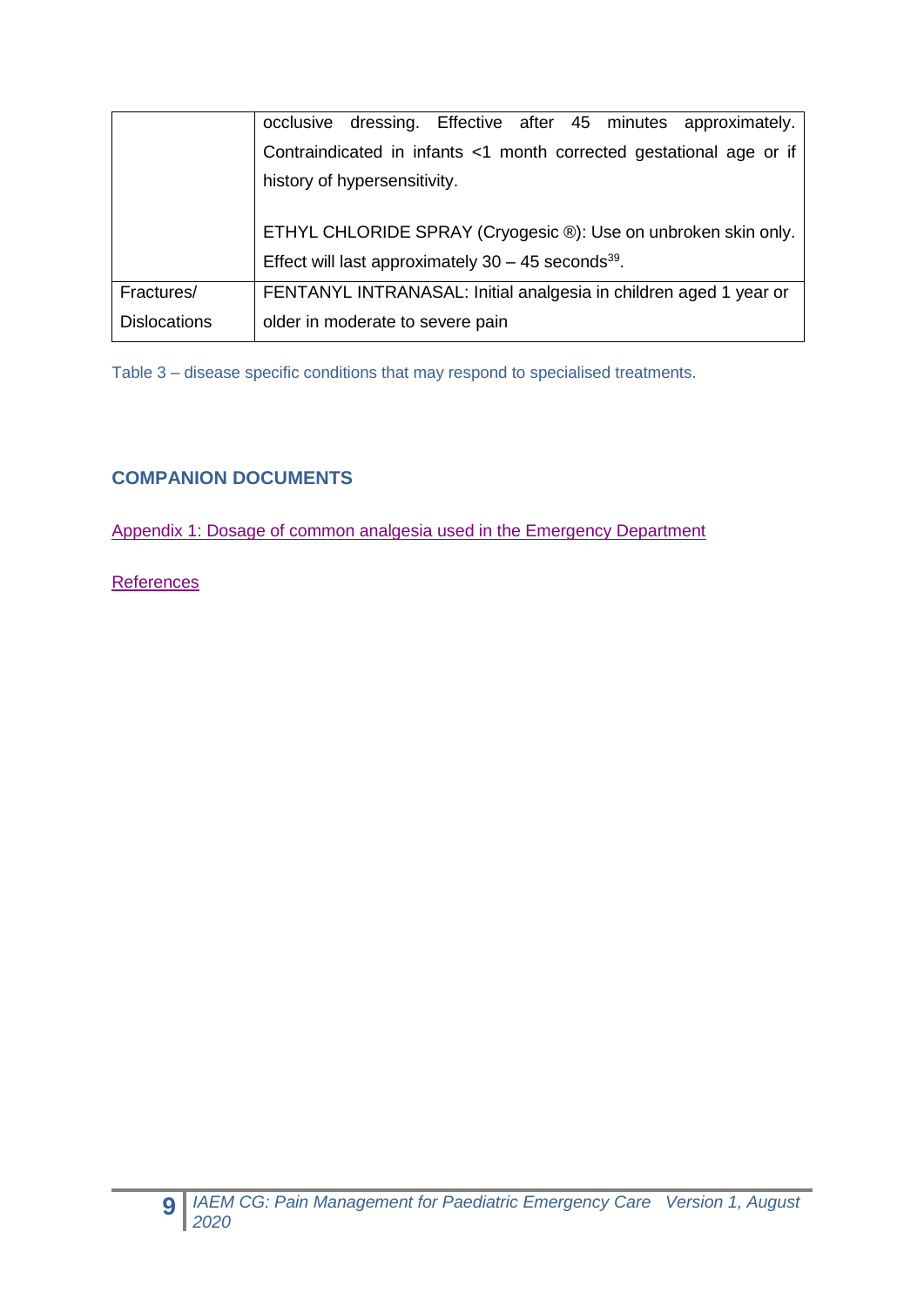| | |
|---|---|
| | occlusive dressing. Effective after 45 minutes approximately. Contraindicated in infants <1 month corrected gestational age or if history of hypersensitivity.<br><br>ETHYL CHLORIDE SPRAY (Cryogesic ®): Use on unbroken skin only. Effect will last approximately 30 – 45 seconds[39]. |
| Fractures/ Dislocations | FENTANYL INTRANASAL: Initial analgesia in children aged 1 year or older in moderate to severe pain |

Table 3 – disease specific conditions that may respond to specialised treatments.

## COMPANION DOCUMENTS

Appendix 1: Dosage of common analgesia used in the Emergency Department

References